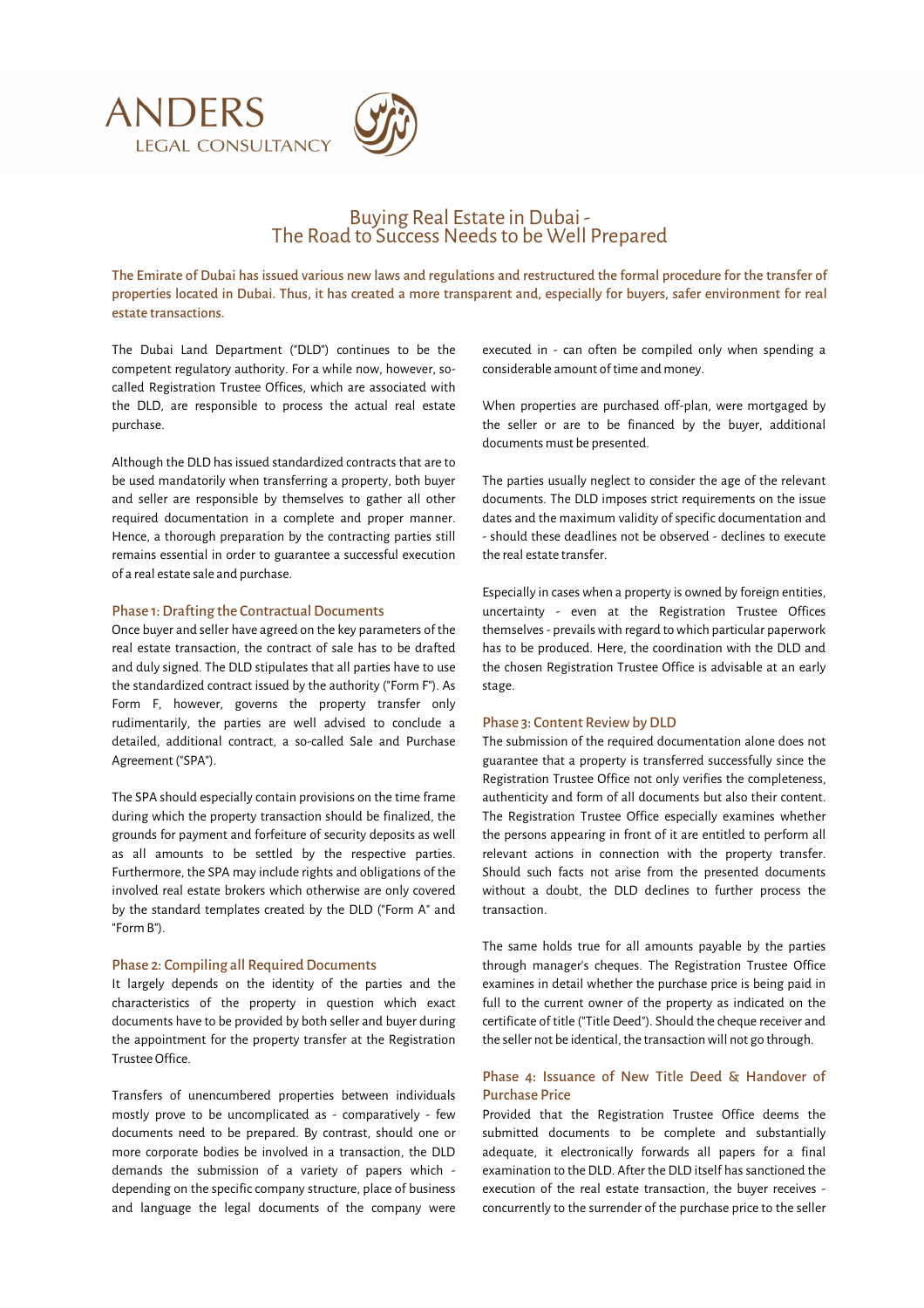ANDERS
LEGAL CONSULTANCY

# Buying Real Estate in Dubai - The Road to Success Needs to be Well Prepared

**The Emirate of Dubai has issued various new laws and regulations and restructured the formal procedure for the transfer of properties located in Dubai. Thus, it has created a more transparent and, especially for buyers, safer environment for real estate transactions.**

The Dubai Land Department ("DLD") continues to be the competent regulatory authority. For a while now, however, so-called Registration Trustee Offices, which are associated with the DLD, are responsible to process the actual real estate purchase.

Although the DLD has issued standardized contracts that are to be used mandatorily when transferring a property, both buyer and seller are responsible by themselves to gather all other required documentation in a complete and proper manner. Hence, a thorough preparation by the contracting parties still remains essential in order to guarantee a successful execution of a real estate sale and purchase.

## Phase 1: Drafting the Contractual Documents

Once buyer and seller have agreed on the key parameters of the real estate transaction, the contract of sale has to be drafted and duly signed. The DLD stipulates that all parties have to use the standardized contract issued by the authority ("Form F"). As Form F, however, governs the property transfer only rudimentarily, the parties are well advised to conclude a detailed, additional contract, a so-called Sale and Purchase Agreement ("SPA").

The SPA should especially contain provisions on the time frame during which the property transaction should be finalized, the grounds for payment and forfeiture of security deposits as well as all amounts to be settled by the respective parties. Furthermore, the SPA may include rights and obligations of the involved real estate brokers which otherwise are only covered by the standard templates created by the DLD ("Form A" and "Form B").

## Phase 2: Compiling all Required Documents

It largely depends on the identity of the parties and the characteristics of the property in question which exact documents have to be provided by both seller and buyer during the appointment for the property transfer at the Registration Trustee Office.

Transfers of unencumbered properties between individuals mostly prove to be uncomplicated as - comparatively - few documents need to be prepared. By contrast, should one or more corporate bodies be involved in a transaction, the DLD demands the submission of a variety of papers which - depending on the specific company structure, place of business and language the legal documents of the company were executed in - can often be compiled only when spending a considerable amount of time and money.

When properties are purchased off-plan, were mortgaged by the seller or are to be financed by the buyer, additional documents must be presented.

The parties usually neglect to consider the age of the relevant documents. The DLD imposes strict requirements on the issue dates and the maximum validity of specific documentation and - should these deadlines not be observed - declines to execute the real estate transfer.

Especially in cases when a property is owned by foreign entities, uncertainty - even at the Registration Trustee Offices themselves - prevails with regard to which particular paperwork has to be produced. Here, the coordination with the DLD and the chosen Registration Trustee Office is advisable at an early stage.

## Phase 3: Content Review by DLD

The submission of the required documentation alone does not guarantee that a property is transferred successfully since the Registration Trustee Office not only verifies the completeness, authenticity and form of all documents but also their content. The Registration Trustee Office especially examines whether the persons appearing in front of it are entitled to perform all relevant actions in connection with the property transfer. Should such facts not arise from the presented documents without a doubt, the DLD declines to further process the transaction.

The same holds true for all amounts payable by the parties through manager's cheques. The Registration Trustee Office examines in detail whether the purchase price is being paid in full to the current owner of the property as indicated on the certificate of title ("Title Deed"). Should the cheque receiver and the seller not be identical, the transaction will not go through.

## Phase 4: Issuance of New Title Deed & Handover of Purchase Price

Provided that the Registration Trustee Office deems the submitted documents to be complete and substantially adequate, it electronically forwards all papers for a final examination to the DLD. After the DLD itself has sanctioned the execution of the real estate transaction, the buyer receives - concurrently to the surrender of the purchase price to the seller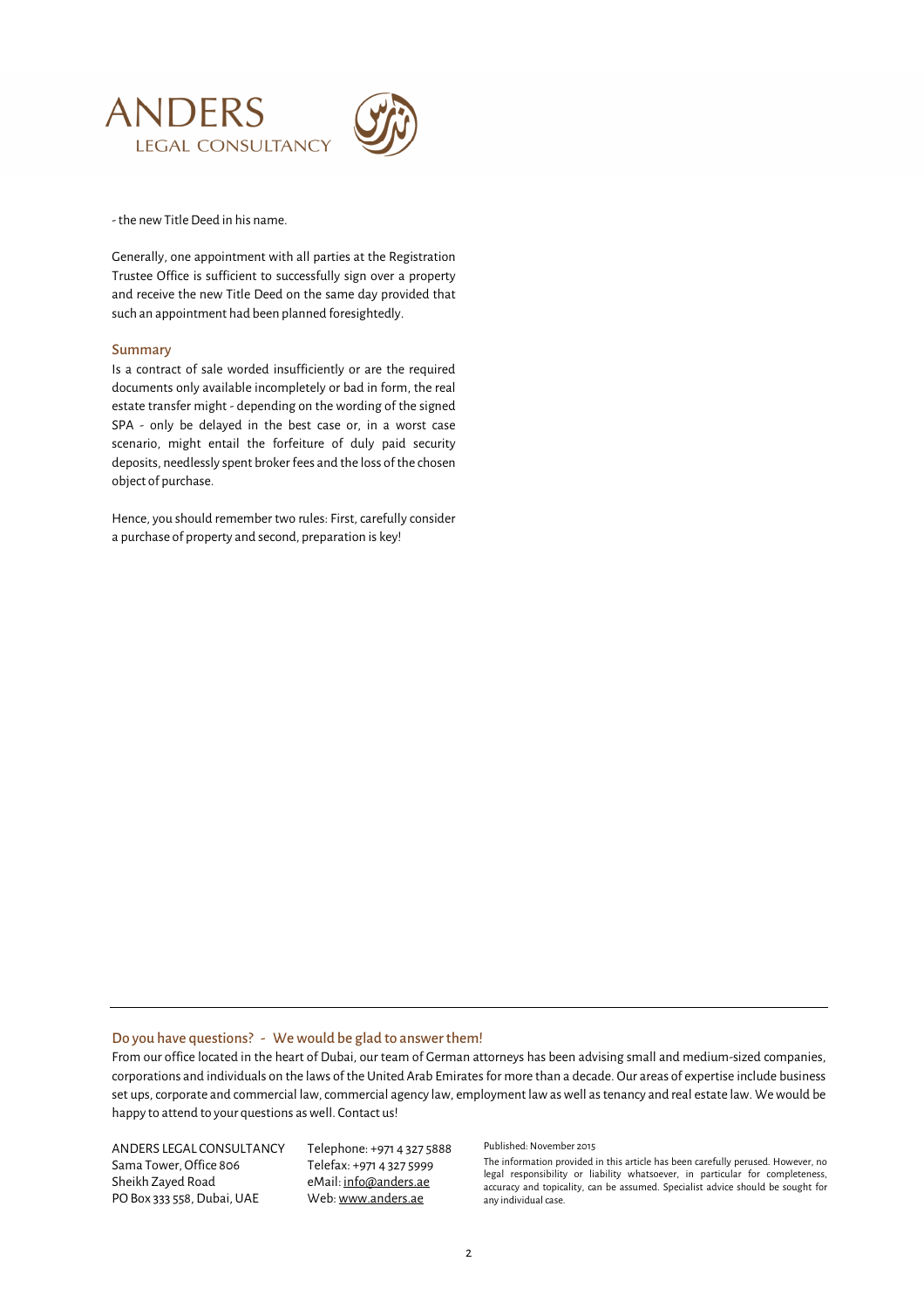- the new Title Deed in his name.

Generally, one appointment with all parties at the Registration Trustee Office is sufficient to successfully sign over a property and receive the new Title Deed on the same day provided that such an appointment had been planned foresightedly.

## Summary

Is a contract of sale worded insufficiently or are the required documents only available incompletely or bad in form, the real estate transfer might - depending on the wording of the signed SPA - only be delayed in the best case or, in a worst case scenario, might entail the forfeiture of duly paid security deposits, needlessly spent broker fees and the loss of the chosen object of purchase.

Hence, you should remember two rules: First, carefully consider a purchase of property and second, preparation is key!

---

## Do you have questions? - We would be glad to answer them!

From our office located in the heart of Dubai, our team of German attorneys has been advising small and medium-sized companies, corporations and individuals on the laws of the United Arab Emirates for more than a decade. Our areas of expertise include business set ups, corporate and commercial law, commercial agency law, employment law as well as tenancy and real estate law. We would be happy to attend to your questions as well. Contact us!

ANDERS LEGAL CONSULTANCY
Sama Tower, Office 806
Sheikh Zayed Road
PO Box 333 558, Dubai, UAE

Telephone: +971 4 327 5888
Telefax: +971 4 327 5999
eMail: info@anders.ae
Web: www.anders.ae

Published: November 2015

The information provided in this article has been carefully perused. However, no legal responsibility or liability whatsoever, in particular for completeness, accuracy and topicality, can be assumed. Specialist advice should be sought for any individual case.